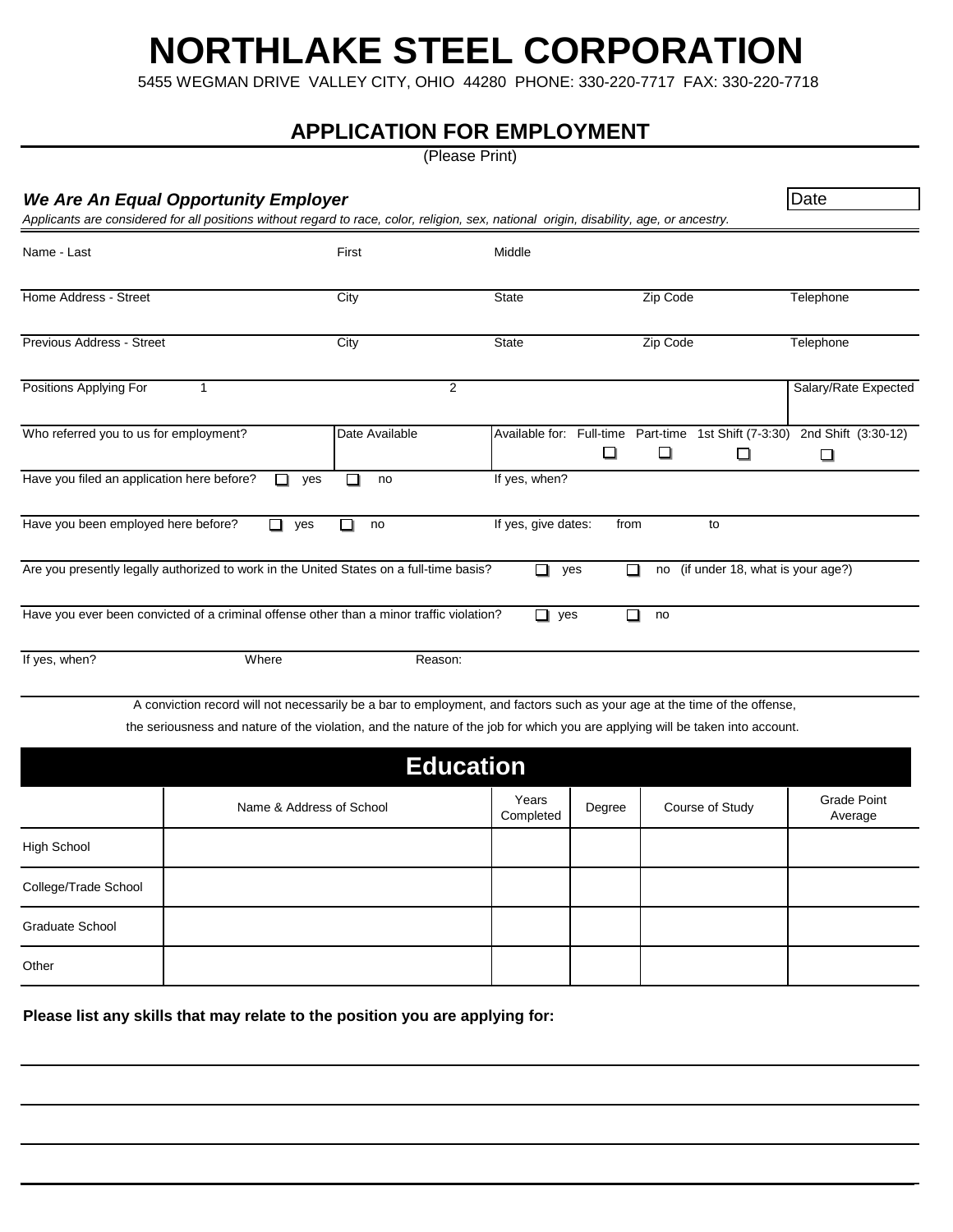# NORTHLAKE STEEL CORPORATION

5455 WEGMAN DRIVE VALLEY CITY, OHIO 44280 PHONE: 330-220-7717 FAX: 330-220-7718

## APPLICATION FOR EMPLOYMENT

(Please Print)

***We Are An Equal Opportunity Employer***

Date

*Applicants are considered for all positions without regard to race, color, religion, sex, national origin, disability, age, or ancestry.*

| Name - Last | First | Middle | | |
|---|---|---|---|---|
| Home Address - Street | City | State | Zip Code | Telephone |
| Previous Address - Street | City | State | Zip Code | Telephone |

Positions Applying For 1 ______ 2 ______ Salary/Rate Expected ______

Who referred you to us for employment? ______ Date Available ______ Available for: ☐ Full-time ☐ Part-time ☐ 1st Shift (7-3:30) ☐ 2nd Shift (3:30-12)

Have you filed an application here before? ☐ yes ☐ no If yes, when?

Have you been employed here before? ☐ yes ☐ no If yes, give dates: from ______ to ______

Are you presently legally authorized to work in the United States on a full-time basis? ☐ yes ☐ no (if under 18, what is your age?)

Have you ever been convicted of a criminal offense other than a minor traffic violation? ☐ yes ☐ no

If yes, when? ______ Where ______ Reason: ______

A conviction record will not necessarily be a bar to employment, and factors such as your age at the time of the offense, the seriousness and nature of the violation, and the nature of the job for which you are applying will be taken into account.

## Education

| | Name & Address of School | Years Completed | Degree | Course of Study | Grade Point Average |
|---|---|---|---|---|---|
| High School | | | | | |
| College/Trade School | | | | | |
| Graduate School | | | | | |
| Other | | | | | |

**Please list any skills that may relate to the position you are applying for:**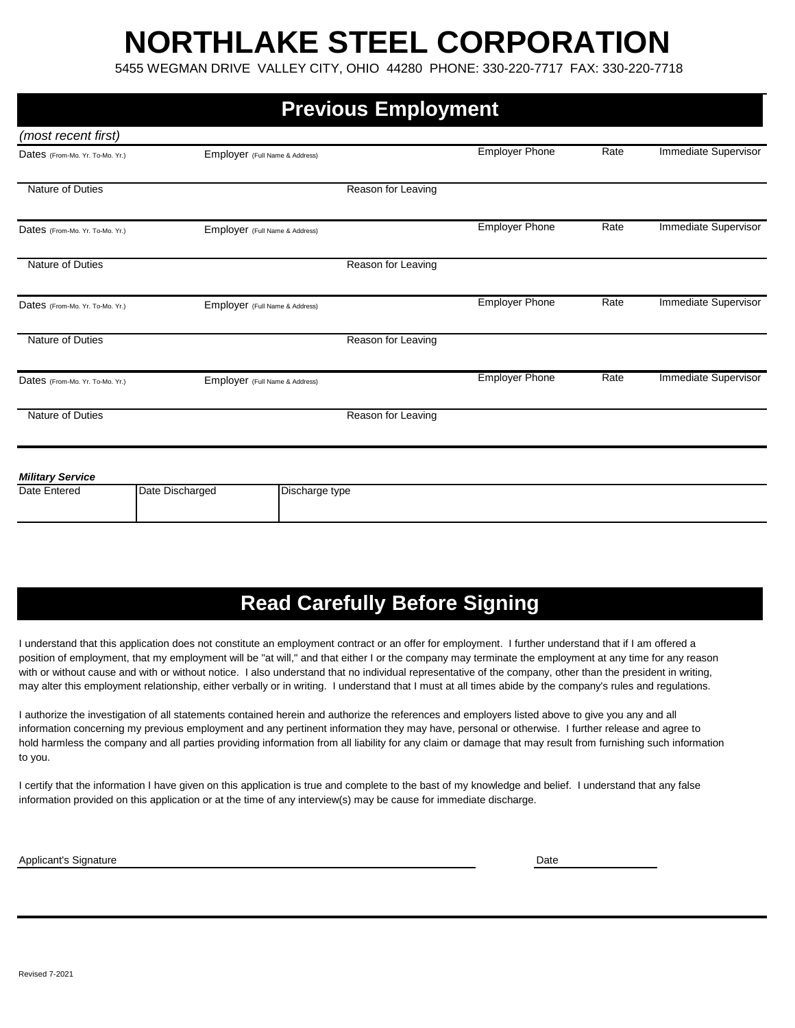# NORTHLAKE STEEL CORPORATION

5455 WEGMAN DRIVE VALLEY CITY, OHIO 44280 PHONE: 330-220-7717 FAX: 330-220-7718

## Previous Employment

*(most recent first)*

| Dates (From-Mo. Yr. To-Mo. Yr.) | Employer (Full Name & Address) | | Employer Phone | Rate | Immediate Supervisor |
|---|---|---|---|---|---|
| Nature of Duties | | Reason for Leaving | | | |

| Dates (From-Mo. Yr. To-Mo. Yr.) | Employer (Full Name & Address) | | Employer Phone | Rate | Immediate Supervisor |
|---|---|---|---|---|---|
| Nature of Duties | | Reason for Leaving | | | |

| Dates (From-Mo. Yr. To-Mo. Yr.) | Employer (Full Name & Address) | | Employer Phone | Rate | Immediate Supervisor |
|---|---|---|---|---|---|
| Nature of Duties | | Reason for Leaving | | | |

| Dates (From-Mo. Yr. To-Mo. Yr.) | Employer (Full Name & Address) | | Employer Phone | Rate | Immediate Supervisor |
|---|---|---|---|---|---|
| Nature of Duties | | Reason for Leaving | | | |

***Military Service***

| Date Entered | Date Discharged | Discharge type |
|---|---|---|
| | | |

## Read Carefully Before Signing

I understand that this application does not constitute an employment contract or an offer for employment. I further understand that if I am offered a position of employment, that my employment will be "at will," and that either I or the company may terminate the employment at any time for any reason with or without cause and with or without notice. I also understand that no individual representative of the company, other than the president in writing, may alter this employment relationship, either verbally or in writing. I understand that I must at all times abide by the company's rules and regulations.

I authorize the investigation of all statements contained herein and authorize the references and employers listed above to give you any and all information concerning my previous employment and any pertinent information they may have, personal or otherwise. I further release and agree to hold harmless the company and all parties providing information from all liability for any claim or damage that may result from furnishing such information to you.

I certify that the information I have given on this application is true and complete to the bast of my knowledge and belief. I understand that any false information provided on this application or at the time of any interview(s) may be cause for immediate discharge.

Applicant's Signature ______________________________ Date ______________

Revised 7-2021